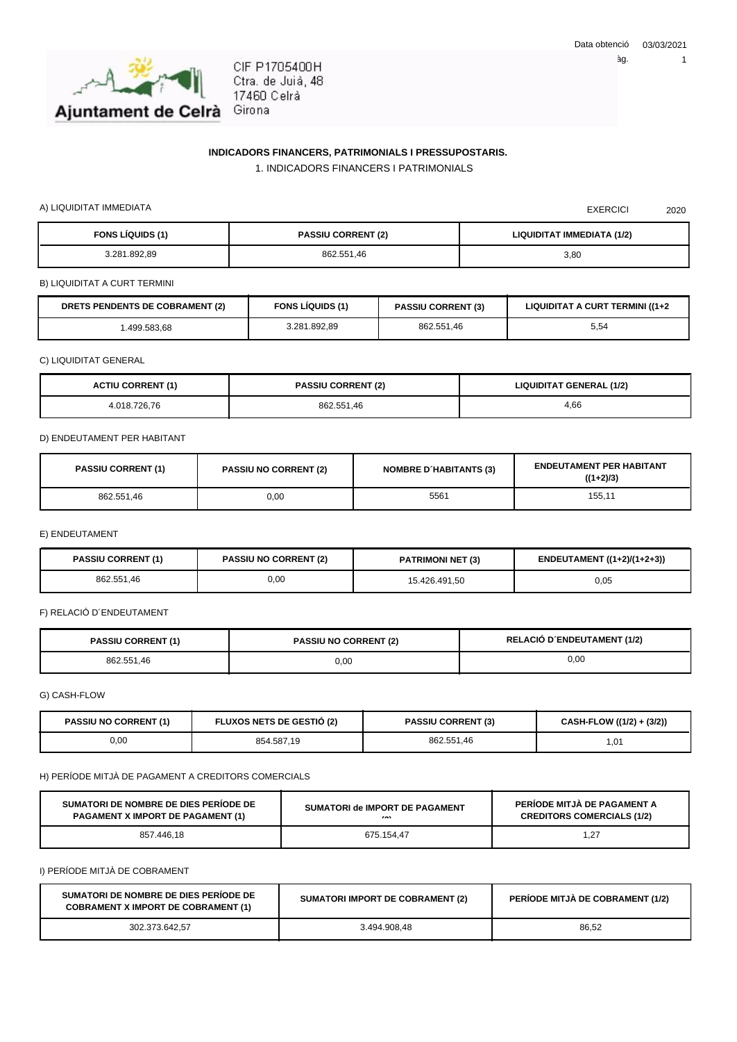Data obtenció 03/03/2021

Ajuntament de Celrà

CIF P1705400H
Ctra. de Juià, 48
17460 Celrà
Girona

## INDICADORS FINANCERS, PATRIMONIALS I PRESSUPOSTARIS.

### 1. INDICADORS FINANCERS I PATRIMONIALS

A) LIQUIDITAT IMMEDIATA

EXERCICI 2020

| FONS LÍQUIDS (1) | PASSIU CORRENT (2) | LIQUIDITAT IMMEDIATA (1/2) |
|---|---|---|
| 3.281.892,89 | 862.551,46 | 3,80 |

B) LIQUIDITAT A CURT TERMINI

| DRETS PENDENTS DE COBRAMENT (2) | FONS LÍQUIDS (1) | PASSIU CORRENT (3) | LIQUIDITAT A CURT TERMINI ((1+2 |
|---|---|---|---|
| 1.499.583,68 | 3.281.892,89 | 862.551,46 | 5,54 |

C) LIQUIDITAT GENERAL

| ACTIU CORRENT (1) | PASSIU CORRENT (2) | LIQUIDITAT GENERAL (1/2) |
|---|---|---|
| 4.018.726,76 | 862.551,46 | 4,66 |

D) ENDEUTAMENT PER HABITANT

| PASSIU CORRENT (1) | PASSIU NO CORRENT (2) | NOMBRE D´HABITANTS (3) | ENDEUTAMENT PER HABITANT ((1+2)/3) |
|---|---|---|---|
| 862.551,46 | 0,00 | 5561 | 155,11 |

E) ENDEUTAMENT

| PASSIU CORRENT (1) | PASSIU NO CORRENT (2) | PATRIMONI NET (3) | ENDEUTAMENT ((1+2)/(1+2+3)) |
|---|---|---|---|
| 862.551,46 | 0,00 | 15.426.491,50 | 0,05 |

F) RELACIÓ D´ENDEUTAMENT

| PASSIU CORRENT (1) | PASSIU NO CORRENT (2) | RELACIÓ D´ENDEUTAMENT (1/2) |
|---|---|---|
| 862.551,46 | 0,00 | 0,00 |

G) CASH-FLOW

| PASSIU NO CORRENT (1) | FLUXOS NETS DE GESTIÓ (2) | PASSIU CORRENT (3) | CASH-FLOW ((1/2) + (3/2)) |
|---|---|---|---|
| 0,00 | 854.587,19 | 862.551,46 | 1,01 |

H) PERÍODE MITJÀ DE PAGAMENT A CREDITORS COMERCIALS

| SUMATORI DE NOMBRE DE DIES PERÍODE DE PAGAMENT X IMPORT DE PAGAMENT (1) | SUMATORI de IMPORT DE PAGAMENT (2) | PERÍODE MITJÀ DE PAGAMENT A CREDITORS COMERCIALS (1/2) |
|---|---|---|
| 857.446,18 | 675.154,47 | 1,27 |

I) PERÍODE MITJÀ DE COBRAMENT

| SUMATORI DE NOMBRE DE DIES PERÍODE DE COBRAMENT X IMPORT DE COBRAMENT (1) | SUMATORI IMPORT DE COBRAMENT (2) | PERÍODE MITJÀ DE COBRAMENT (1/2) |
|---|---|---|
| 302.373.642,57 | 3.494.908,48 | 86,52 |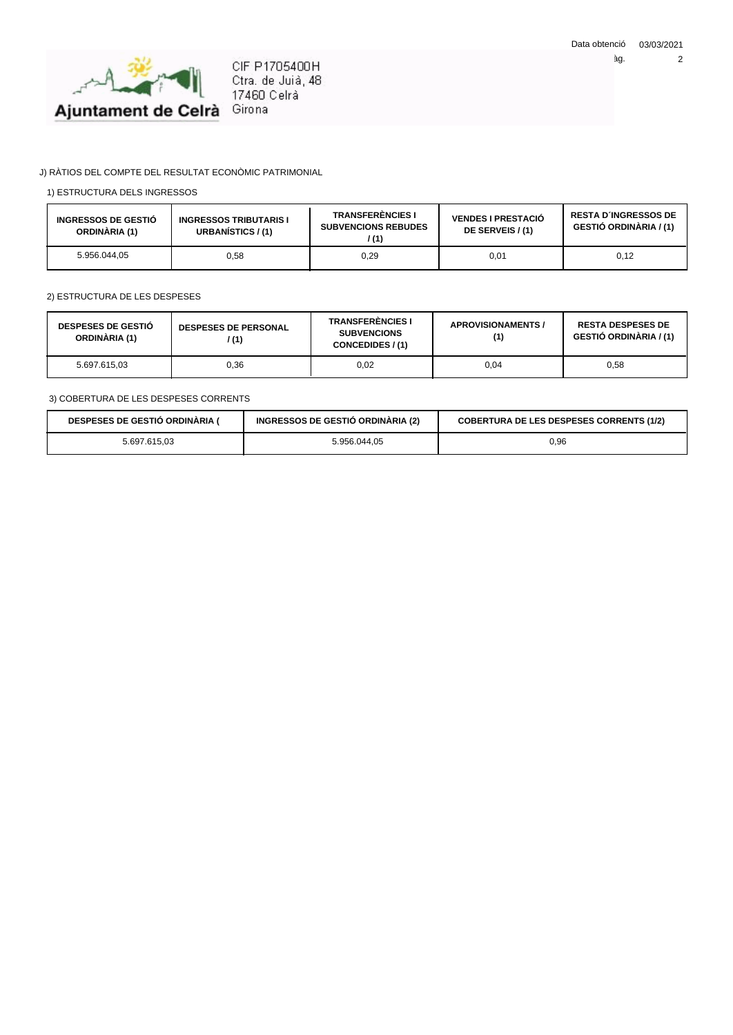J) RÀTIOS DEL COMPTE DEL RESULTAT ECONÒMIC PATRIMONIAL

1) ESTRUCTURA DELS INGRESSOS

| INGRESSOS DE GESTIÓ ORDINÀRIA (1) | INGRESSOS TRIBUTARIS I URBANÍSTICS / (1) | TRANSFERÈNCIES I SUBVENCIONS REBUDES / (1) | VENDES I PRESTACIÓ DE SERVEIS / (1) | RESTA D´INGRESSOS DE GESTIÓ ORDINÀRIA / (1) |
|---|---|---|---|---|
| 5.956.044,05 | 0,58 | 0,29 | 0,01 | 0,12 |

2) ESTRUCTURA DE LES DESPESES

| DESPESES DE GESTIÓ ORDINÀRIA (1) | DESPESES DE PERSONAL / (1) | TRANSFERÈNCIES I SUBVENCIONS CONCEDIDES / (1) | APROVISIONAMENTS / (1) | RESTA DESPESES DE GESTIÓ ORDINÀRIA / (1) |
|---|---|---|---|---|
| 5.697.615,03 | 0,36 | 0,02 | 0,04 | 0,58 |

3) COBERTURA DE LES DESPESES CORRENTS

| DESPESES DE GESTIÓ ORDINÀRIA ( | INGRESSOS DE GESTIÓ ORDINÀRIA (2) | COBERTURA DE LES DESPESES CORRENTS (1/2) |
|---|---|---|
| 5.697.615,03 | 5.956.044,05 | 0,96 |